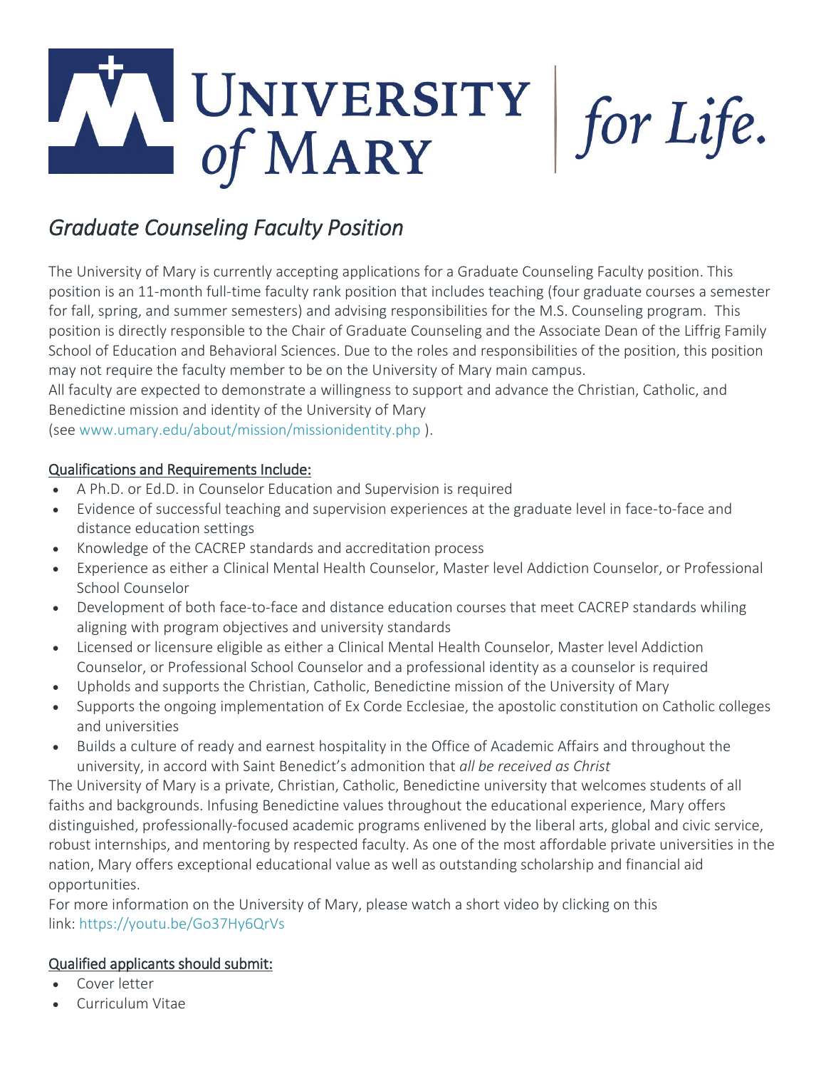# UNIVERSITY of MARY | for Life.

## *Graduate Counseling Faculty Position*

The University of Mary is currently accepting applications for a Graduate Counseling Faculty position. This position is an 11-month full-time faculty rank position that includes teaching (four graduate courses a semester for fall, spring, and summer semesters) and advising responsibilities for the M.S. Counseling program. This position is directly responsible to the Chair of Graduate Counseling and the Associate Dean of the Liffrig Family School of Education and Behavioral Sciences. Due to the roles and responsibilities of the position, this position may not require the faculty member to be on the University of Mary main campus.

All faculty are expected to demonstrate a willingness to support and advance the Christian, Catholic, and Benedictine mission and identity of the University of Mary (see www.umary.edu/about/mission/missionidentity.php ).

### Qualifications and Requirements Include:

- A Ph.D. or Ed.D. in Counselor Education and Supervision is required
- Evidence of successful teaching and supervision experiences at the graduate level in face-to-face and distance education settings
- Knowledge of the CACREP standards and accreditation process
- Experience as either a Clinical Mental Health Counselor, Master level Addiction Counselor, or Professional School Counselor
- Development of both face-to-face and distance education courses that meet CACREP standards whiling aligning with program objectives and university standards
- Licensed or licensure eligible as either a Clinical Mental Health Counselor, Master level Addiction Counselor, or Professional School Counselor and a professional identity as a counselor is required
- Upholds and supports the Christian, Catholic, Benedictine mission of the University of Mary
- Supports the ongoing implementation of Ex Corde Ecclesiae, the apostolic constitution on Catholic colleges and universities
- Builds a culture of ready and earnest hospitality in the Office of Academic Affairs and throughout the university, in accord with Saint Benedict's admonition that *all be received as Christ*

The University of Mary is a private, Christian, Catholic, Benedictine university that welcomes students of all faiths and backgrounds. Infusing Benedictine values throughout the educational experience, Mary offers distinguished, professionally-focused academic programs enlivened by the liberal arts, global and civic service, robust internships, and mentoring by respected faculty. As one of the most affordable private universities in the nation, Mary offers exceptional educational value as well as outstanding scholarship and financial aid opportunities.

For more information on the University of Mary, please watch a short video by clicking on this link: https://youtu.be/Go37Hy6QrVs

### Qualified applicants should submit:

- Cover letter
- Curriculum Vitae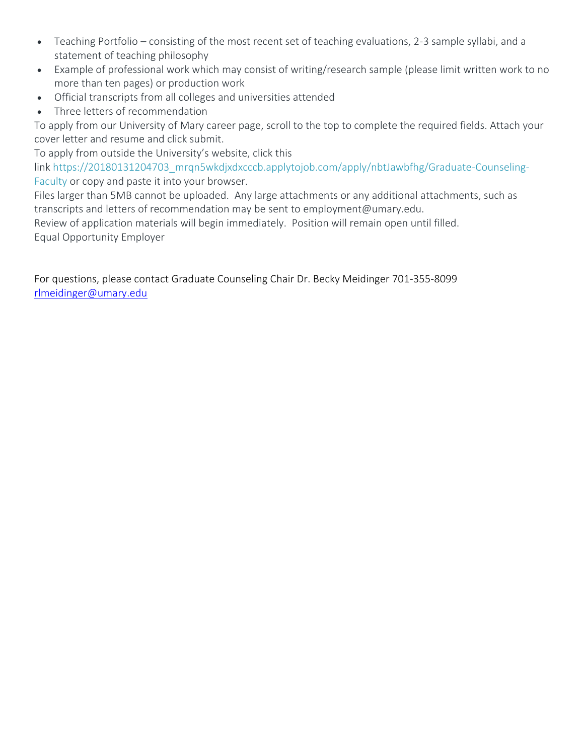- Teaching Portfolio – consisting of the most recent set of teaching evaluations, 2-3 sample syllabi, and a statement of teaching philosophy
- Example of professional work which may consist of writing/research sample (please limit written work to no more than ten pages) or production work
- Official transcripts from all colleges and universities attended
- Three letters of recommendation

To apply from our University of Mary career page, scroll to the top to complete the required fields. Attach your cover letter and resume and click submit.

To apply from outside the University's website, click this link https://20180131204703_mrqn5wkdjxdxcccb.applytojob.com/apply/nbtJawbfhg/Graduate-Counseling-Faculty or copy and paste it into your browser.

Files larger than 5MB cannot be uploaded. Any large attachments or any additional attachments, such as transcripts and letters of recommendation may be sent to employment@umary.edu.

Review of application materials will begin immediately. Position will remain open until filled.

Equal Opportunity Employer

For questions, please contact Graduate Counseling Chair Dr. Becky Meidinger 701-355-8099
rlmeidinger@umary.edu